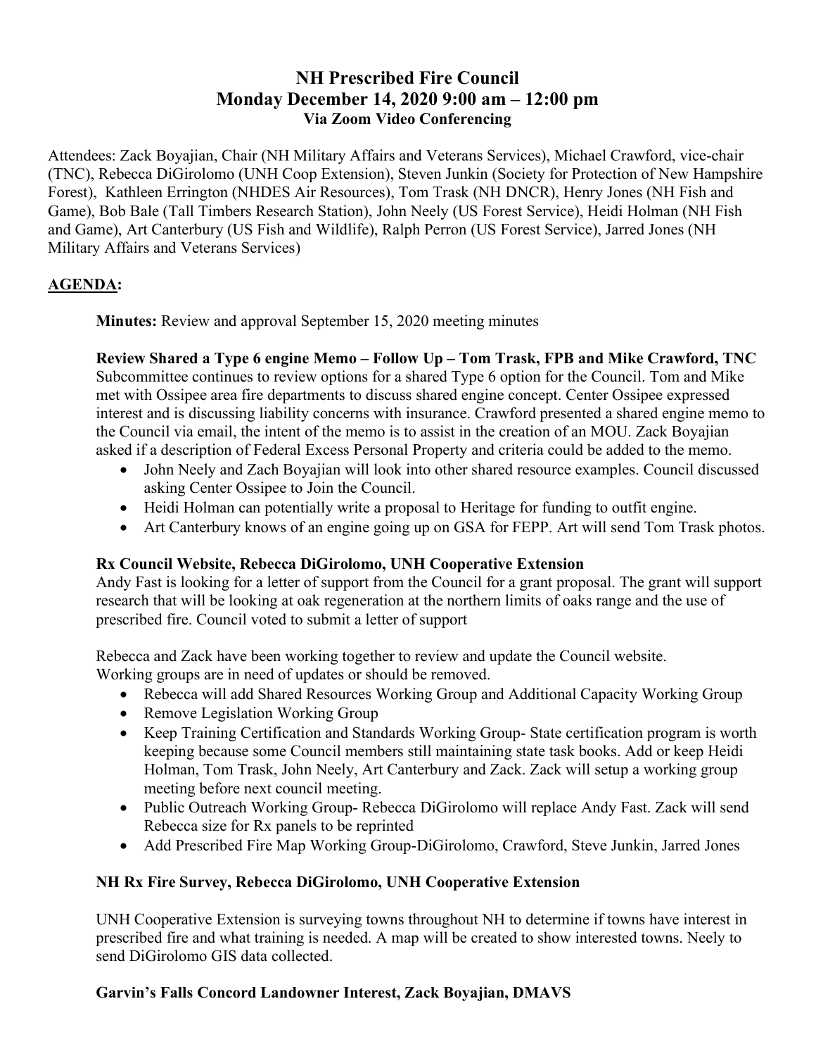# NH Prescribed Fire Council
## Monday December 14, 2020 9:00 am – 12:00 pm
### Via Zoom Video Conferencing

Attendees: Zack Boyajian, Chair (NH Military Affairs and Veterans Services), Michael Crawford, vice-chair (TNC), Rebecca DiGirolomo (UNH Coop Extension), Steven Junkin (Society for Protection of New Hampshire Forest), Kathleen Errington (NHDES Air Resources), Tom Trask (NH DNCR), Henry Jones (NH Fish and Game), Bob Bale (Tall Timbers Research Station), John Neely (US Forest Service), Heidi Holman (NH Fish and Game), Art Canterbury (US Fish and Wildlife), Ralph Perron (US Forest Service), Jarred Jones (NH Military Affairs and Veterans Services)

**AGENDA:**

**Minutes:** Review and approval September 15, 2020 meeting minutes

**Review Shared a Type 6 engine Memo – Follow Up – Tom Trask, FPB and Mike Crawford, TNC**
Subcommittee continues to review options for a shared Type 6 option for the Council. Tom and Mike met with Ossipee area fire departments to discuss shared engine concept. Center Ossipee expressed interest and is discussing liability concerns with insurance. Crawford presented a shared engine memo to the Council via email, the intent of the memo is to assist in the creation of an MOU. Zack Boyajian asked if a description of Federal Excess Personal Property and criteria could be added to the memo.

- John Neely and Zach Boyajian will look into other shared resource examples. Council discussed asking Center Ossipee to Join the Council.
- Heidi Holman can potentially write a proposal to Heritage for funding to outfit engine.
- Art Canterbury knows of an engine going up on GSA for FEPP. Art will send Tom Trask photos.

**Rx Council Website, Rebecca DiGirolomo, UNH Cooperative Extension**
Andy Fast is looking for a letter of support from the Council for a grant proposal. The grant will support research that will be looking at oak regeneration at the northern limits of oaks range and the use of prescribed fire. Council voted to submit a letter of support

Rebecca and Zack have been working together to review and update the Council website. Working groups are in need of updates or should be removed.

- Rebecca will add Shared Resources Working Group and Additional Capacity Working Group
- Remove Legislation Working Group
- Keep Training Certification and Standards Working Group- State certification program is worth keeping because some Council members still maintaining state task books. Add or keep Heidi Holman, Tom Trask, John Neely, Art Canterbury and Zack. Zack will setup a working group meeting before next council meeting.
- Public Outreach Working Group- Rebecca DiGirolomo will replace Andy Fast. Zack will send Rebecca size for Rx panels to be reprinted
- Add Prescribed Fire Map Working Group-DiGirolomo, Crawford, Steve Junkin, Jarred Jones

**NH Rx Fire Survey, Rebecca DiGirolomo, UNH Cooperative Extension**

UNH Cooperative Extension is surveying towns throughout NH to determine if towns have interest in prescribed fire and what training is needed. A map will be created to show interested towns. Neely to send DiGirolomo GIS data collected.

**Garvin's Falls Concord Landowner Interest, Zack Boyajian, DMAVS**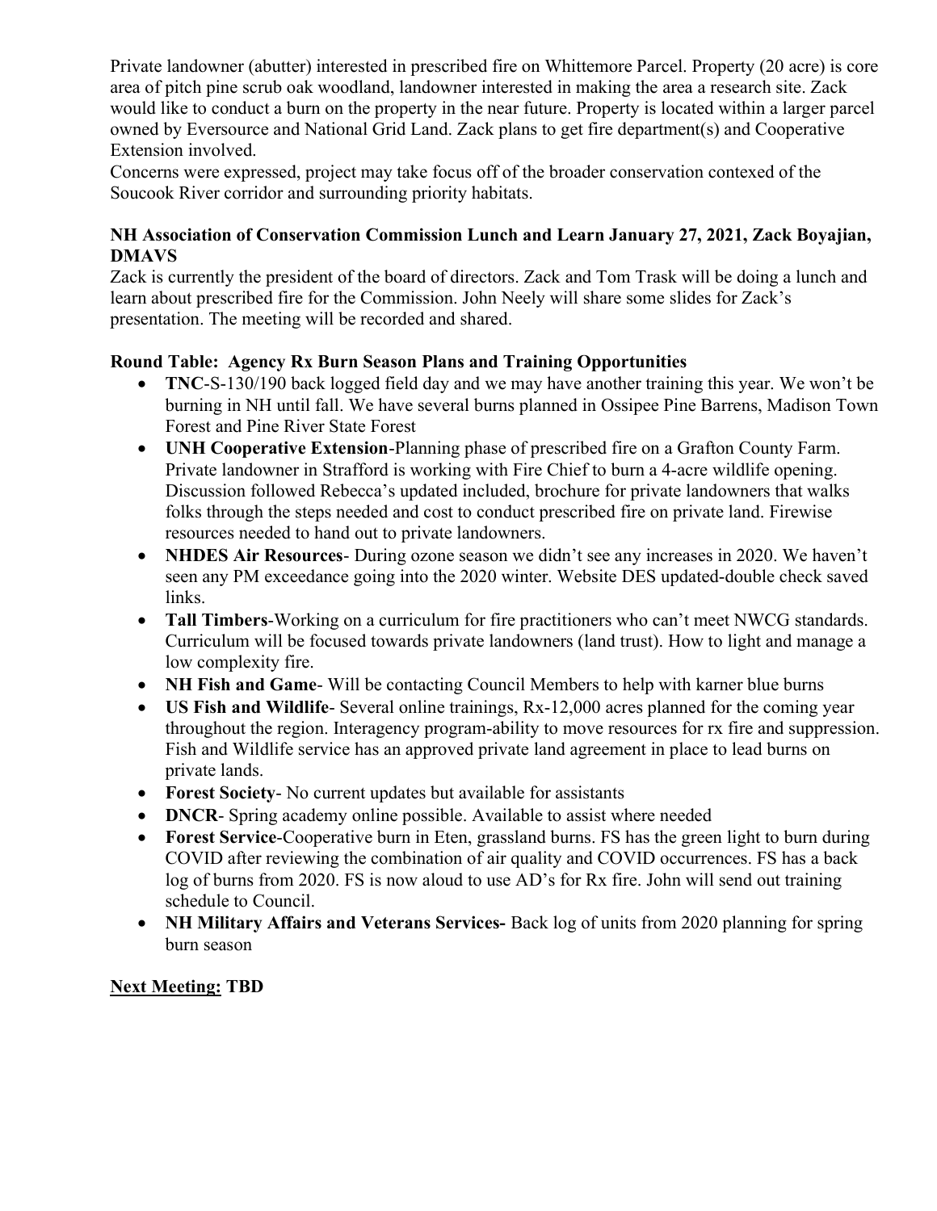Private landowner (abutter) interested in prescribed fire on Whittemore Parcel. Property (20 acre) is core area of pitch pine scrub oak woodland, landowner interested in making the area a research site. Zack would like to conduct a burn on the property in the near future. Property is located within a larger parcel owned by Eversource and National Grid Land. Zack plans to get fire department(s) and Cooperative Extension involved.

Concerns were expressed, project may take focus off of the broader conservation contexed of the Soucook River corridor and surrounding priority habitats.

**NH Association of Conservation Commission Lunch and Learn January 27, 2021, Zack Boyajian, DMAVS**

Zack is currently the president of the board of directors. Zack and Tom Trask will be doing a lunch and learn about prescribed fire for the Commission. John Neely will share some slides for Zack's presentation. The meeting will be recorded and shared.

**Round Table: Agency Rx Burn Season Plans and Training Opportunities**

- **TNC**-S-130/190 back logged field day and we may have another training this year. We won't be burning in NH until fall. We have several burns planned in Ossipee Pine Barrens, Madison Town Forest and Pine River State Forest
- **UNH Cooperative Extension**-Planning phase of prescribed fire on a Grafton County Farm. Private landowner in Strafford is working with Fire Chief to burn a 4-acre wildlife opening. Discussion followed Rebecca's updated included, brochure for private landowners that walks folks through the steps needed and cost to conduct prescribed fire on private land. Firewise resources needed to hand out to private landowners.
- **NHDES Air Resources**- During ozone season we didn't see any increases in 2020. We haven't seen any PM exceedance going into the 2020 winter. Website DES updated-double check saved links.
- **Tall Timbers**-Working on a curriculum for fire practitioners who can't meet NWCG standards. Curriculum will be focused towards private landowners (land trust). How to light and manage a low complexity fire.
- **NH Fish and Game**- Will be contacting Council Members to help with karner blue burns
- **US Fish and Wildlife**- Several online trainings, Rx-12,000 acres planned for the coming year throughout the region. Interagency program-ability to move resources for rx fire and suppression. Fish and Wildlife service has an approved private land agreement in place to lead burns on private lands.
- **Forest Society**- No current updates but available for assistants
- **DNCR**- Spring academy online possible. Available to assist where needed
- **Forest Service**-Cooperative burn in Eten, grassland burns. FS has the green light to burn during COVID after reviewing the combination of air quality and COVID occurrences. FS has a back log of burns from 2020. FS is now aloud to use AD's for Rx fire. John will send out training schedule to Council.
- **NH Military Affairs and Veterans Services-** Back log of units from 2020 planning for spring burn season

**Next Meeting: TBD**